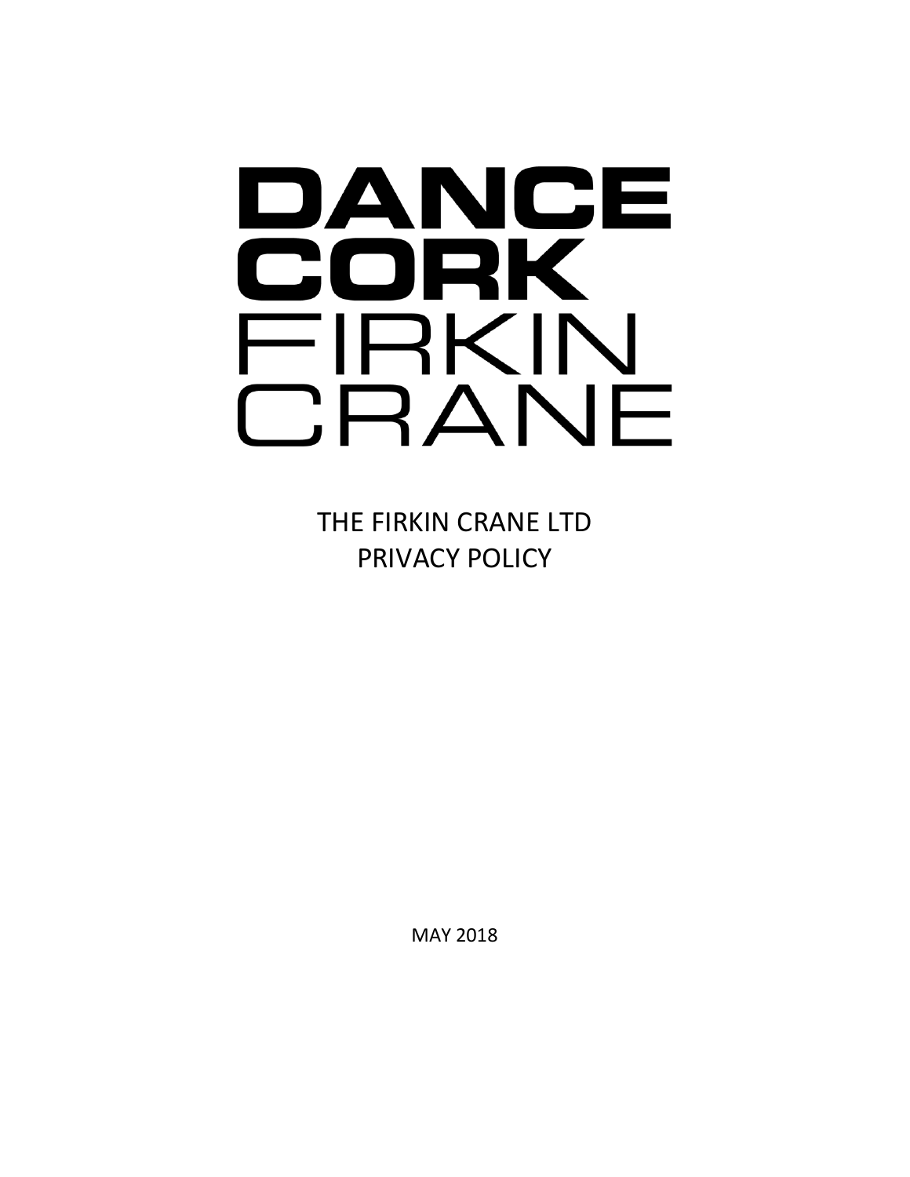DANCE
CORK
FIRKIN
CRANE

# THE FIRKIN CRANE LTD
# PRIVACY POLICY

MAY 2018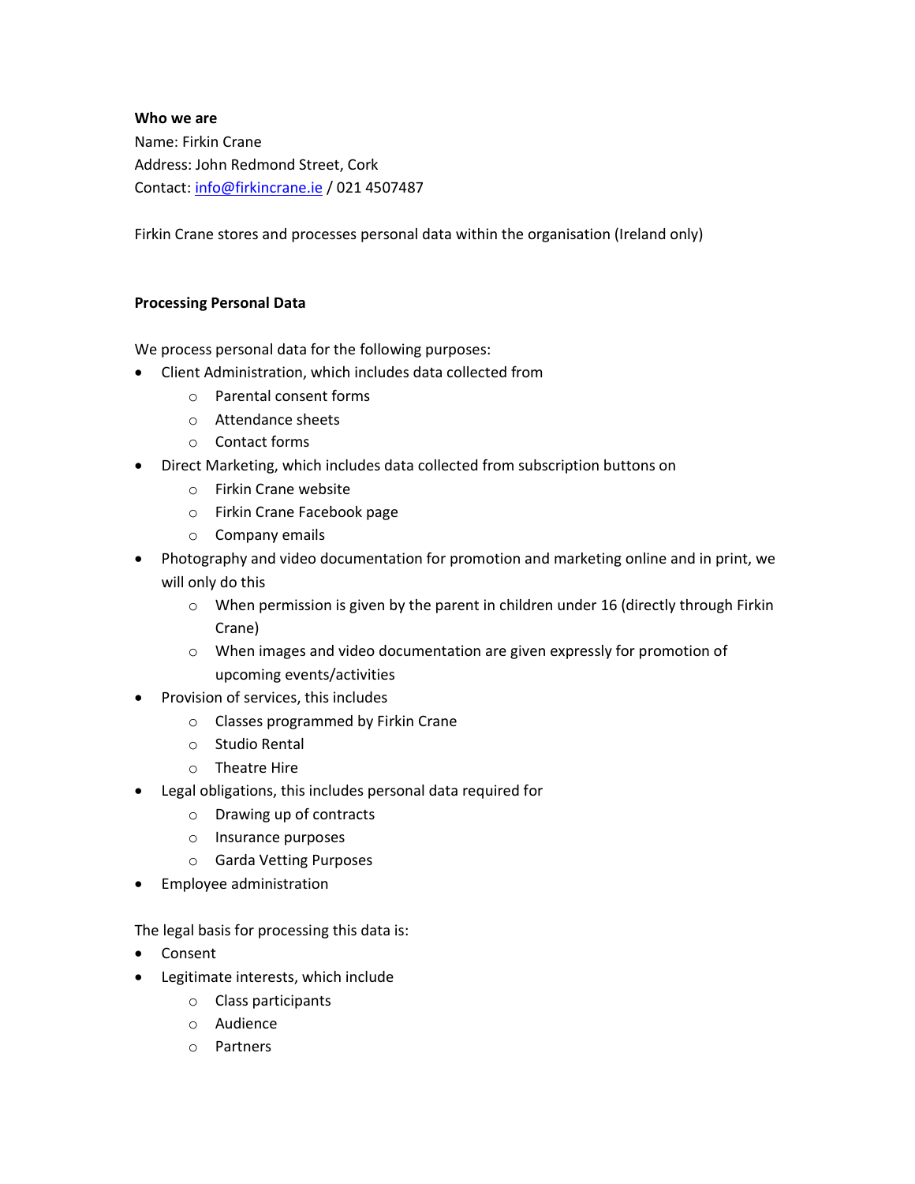**Who we are**

Name: Firkin Crane

Address: John Redmond Street, Cork

Contact: info@firkincrane.ie / 021 4507487

Firkin Crane stores and processes personal data within the organisation (Ireland only)

**Processing Personal Data**

We process personal data for the following purposes:

- Client Administration, which includes data collected from
  - Parental consent forms
  - Attendance sheets
  - Contact forms
- Direct Marketing, which includes data collected from subscription buttons on
  - Firkin Crane website
  - Firkin Crane Facebook page
  - Company emails
- Photography and video documentation for promotion and marketing online and in print, we will only do this
  - When permission is given by the parent in children under 16 (directly through Firkin Crane)
  - When images and video documentation are given expressly for promotion of upcoming events/activities
- Provision of services, this includes
  - Classes programmed by Firkin Crane
  - Studio Rental
  - Theatre Hire
- Legal obligations, this includes personal data required for
  - Drawing up of contracts
  - Insurance purposes
  - Garda Vetting Purposes
- Employee administration

The legal basis for processing this data is:

- Consent
- Legitimate interests, which include
  - Class participants
  - Audience
  - Partners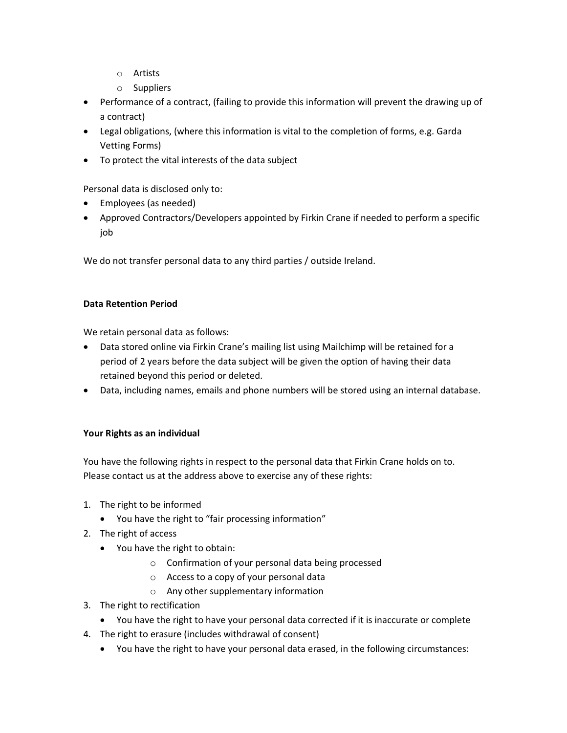- Artists
  - Suppliers
- Performance of a contract, (failing to provide this information will prevent the drawing up of a contract)
- Legal obligations, (where this information is vital to the completion of forms, e.g. Garda Vetting Forms)
- To protect the vital interests of the data subject

Personal data is disclosed only to:

- Employees (as needed)
- Approved Contractors/Developers appointed by Firkin Crane if needed to perform a specific job

We do not transfer personal data to any third parties / outside Ireland.

**Data Retention Period**

We retain personal data as follows:

- Data stored online via Firkin Crane's mailing list using Mailchimp will be retained for a period of 2 years before the data subject will be given the option of having their data retained beyond this period or deleted.
- Data, including names, emails and phone numbers will be stored using an internal database.

**Your Rights as an individual**

You have the following rights in respect to the personal data that Firkin Crane holds on to. Please contact us at the address above to exercise any of these rights:

1. The right to be informed
   - You have the right to "fair processing information"
2. The right of access
   - You have the right to obtain:
     - Confirmation of your personal data being processed
     - Access to a copy of your personal data
     - Any other supplementary information
3. The right to rectification
   - You have the right to have your personal data corrected if it is inaccurate or complete
4. The right to erasure (includes withdrawal of consent)
   - You have the right to have your personal data erased, in the following circumstances: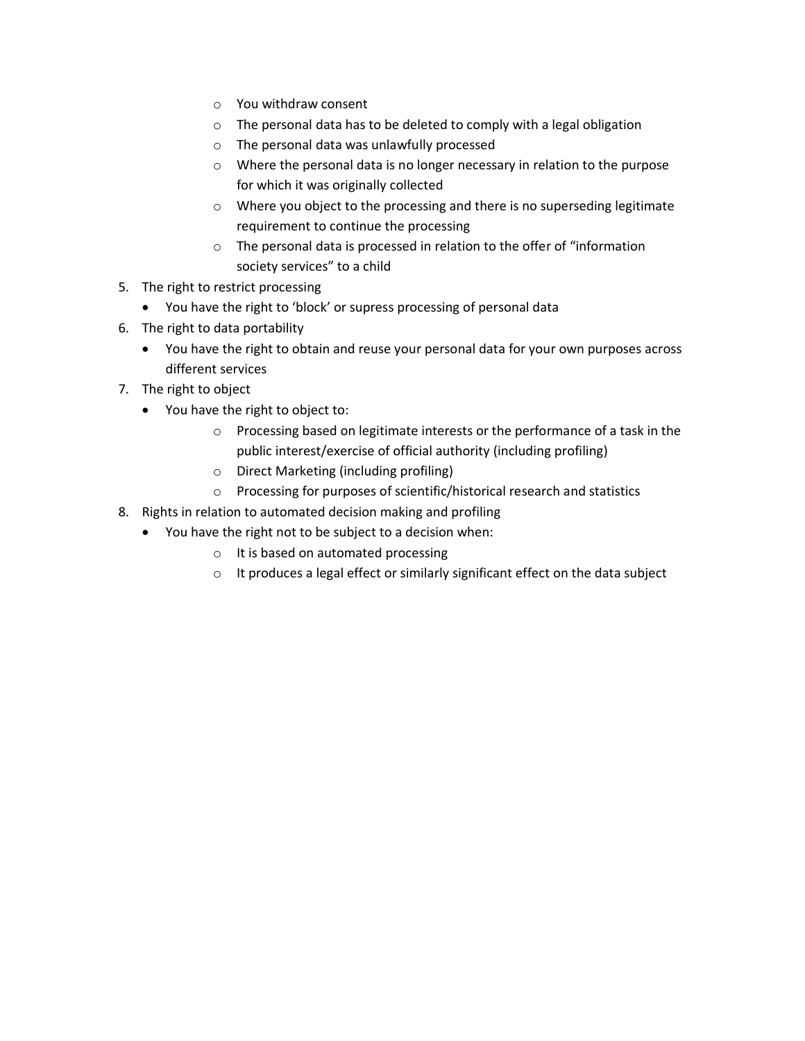- You withdraw consent
  - The personal data has to be deleted to comply with a legal obligation
  - The personal data was unlawfully processed
  - Where the personal data is no longer necessary in relation to the purpose for which it was originally collected
  - Where you object to the processing and there is no superseding legitimate requirement to continue the processing
  - The personal data is processed in relation to the offer of "information society services" to a child

5. The right to restrict processing
   - You have the right to 'block' or supress processing of personal data
6. The right to data portability
   - You have the right to obtain and reuse your personal data for your own purposes across different services
7. The right to object
   - You have the right to object to:
     - Processing based on legitimate interests or the performance of a task in the public interest/exercise of official authority (including profiling)
     - Direct Marketing (including profiling)
     - Processing for purposes of scientific/historical research and statistics
8. Rights in relation to automated decision making and profiling
   - You have the right not to be subject to a decision when:
     - It is based on automated processing
     - It produces a legal effect or similarly significant effect on the data subject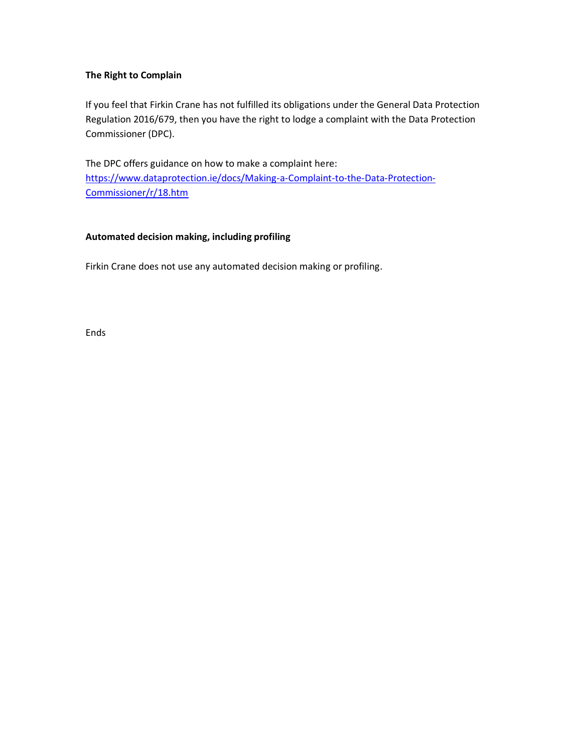**The Right to Complain**

If you feel that Firkin Crane has not fulfilled its obligations under the General Data Protection Regulation 2016/679, then you have the right to lodge a complaint with the Data Protection Commissioner (DPC).

The DPC offers guidance on how to make a complaint here: [https://www.dataprotection.ie/docs/Making-a-Complaint-to-the-Data-Protection-Commissioner/r/18.htm](https://www.dataprotection.ie/docs/Making-a-Complaint-to-the-Data-Protection-Commissioner/r/18.htm)

**Automated decision making, including profiling**

Firkin Crane does not use any automated decision making or profiling.

Ends